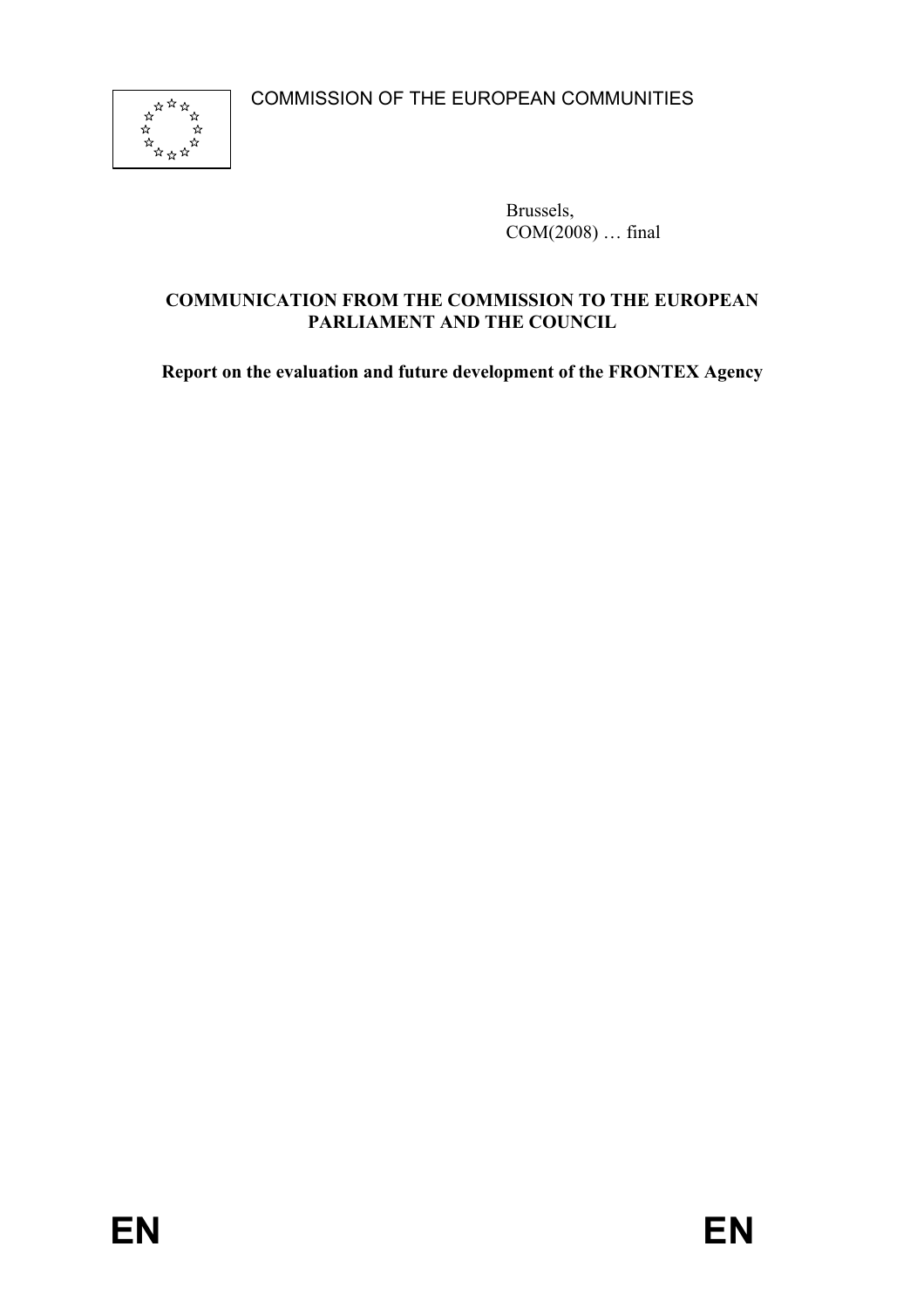COMMISSION OF THE EUROPEAN COMMUNITIES

Brussels,
COM(2008) … final

**COMMUNICATION FROM THE COMMISSION TO THE EUROPEAN PARLIAMENT AND THE COUNCIL**

**Report on the evaluation and future development of the FRONTEX Agency**

EN EN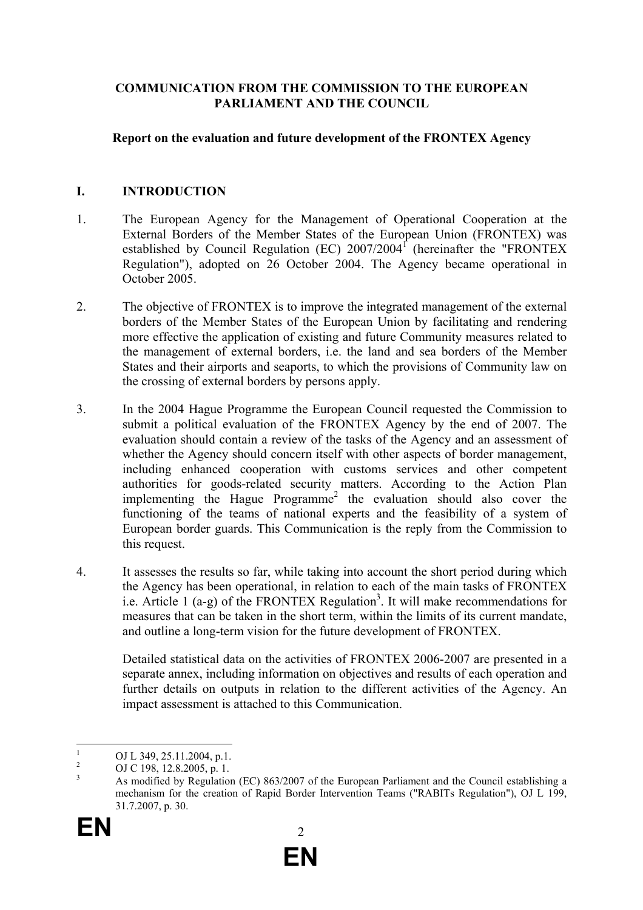**COMMUNICATION FROM THE COMMISSION TO THE EUROPEAN PARLIAMENT AND THE COUNCIL**

**Report on the evaluation and future development of the FRONTEX Agency**

## I. INTRODUCTION

1. The European Agency for the Management of Operational Cooperation at the External Borders of the Member States of the European Union (FRONTEX) was established by Council Regulation (EC) 2007/2004[1] (hereinafter the "FRONTEX Regulation"), adopted on 26 October 2004. The Agency became operational in October 2005.

2. The objective of FRONTEX is to improve the integrated management of the external borders of the Member States of the European Union by facilitating and rendering more effective the application of existing and future Community measures related to the management of external borders, i.e. the land and sea borders of the Member States and their airports and seaports, to which the provisions of Community law on the crossing of external borders by persons apply.

3. In the 2004 Hague Programme the European Council requested the Commission to submit a political evaluation of the FRONTEX Agency by the end of 2007. The evaluation should contain a review of the tasks of the Agency and an assessment of whether the Agency should concern itself with other aspects of border management, including enhanced cooperation with customs services and other competent authorities for goods-related security matters. According to the Action Plan implementing the Hague Programme[2] the evaluation should also cover the functioning of the teams of national experts and the feasibility of a system of European border guards. This Communication is the reply from the Commission to this request.

4. It assesses the results so far, while taking into account the short period during which the Agency has been operational, in relation to each of the main tasks of FRONTEX i.e. Article 1 (a-g) of the FRONTEX Regulation[3]. It will make recommendations for measures that can be taken in the short term, within the limits of its current mandate, and outline a long-term vision for the future development of FRONTEX.

   Detailed statistical data on the activities of FRONTEX 2006-2007 are presented in a separate annex, including information on objectives and results of each operation and further details on outputs in relation to the different activities of the Agency. An impact assessment is attached to this Communication.

---

[1] OJ L 349, 25.11.2004, p.1.

[2] OJ C 198, 12.8.2005, p. 1.

[3] As modified by Regulation (EC) 863/2007 of the European Parliament and the Council establishing a mechanism for the creation of Rapid Border Intervention Teams ("RABITs Regulation"), OJ L 199, 31.7.2007, p. 30.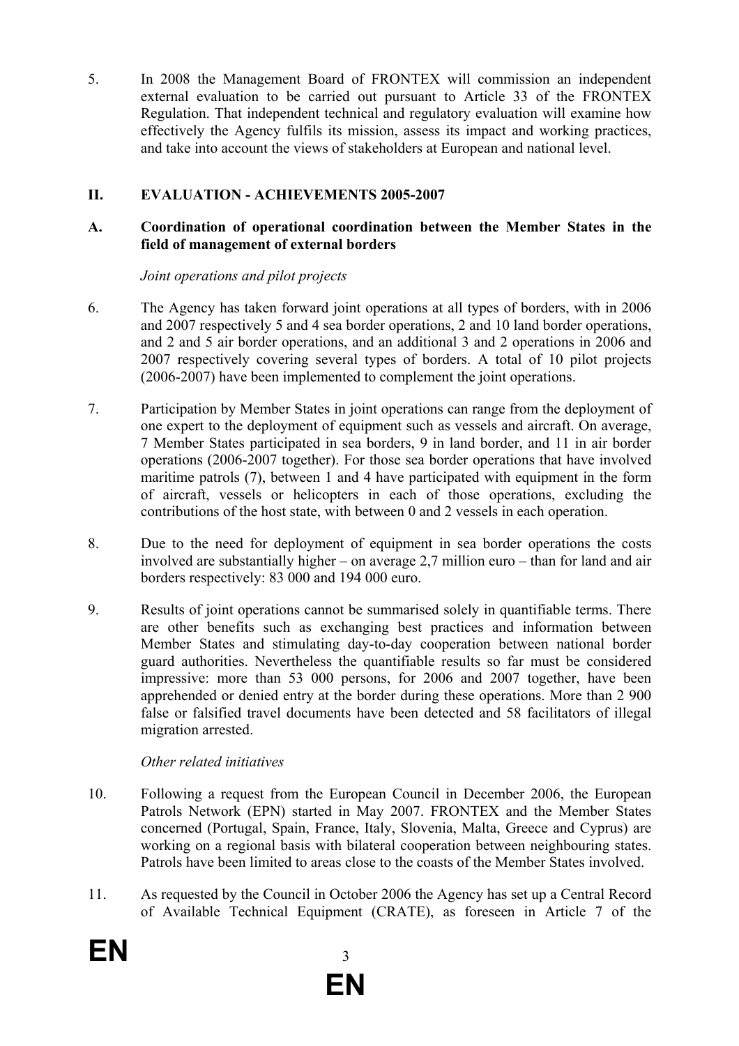5. In 2008 the Management Board of FRONTEX will commission an independent external evaluation to be carried out pursuant to Article 33 of the FRONTEX Regulation. That independent technical and regulatory evaluation will examine how effectively the Agency fulfils its mission, assess its impact and working practices, and take into account the views of stakeholders at European and national level.

## II. EVALUATION - ACHIEVEMENTS 2005-2007

### A. Coordination of operational coordination between the Member States in the field of management of external borders

*Joint operations and pilot projects*

6. The Agency has taken forward joint operations at all types of borders, with in 2006 and 2007 respectively 5 and 4 sea border operations, 2 and 10 land border operations, and 2 and 5 air border operations, and an additional 3 and 2 operations in 2006 and 2007 respectively covering several types of borders. A total of 10 pilot projects (2006-2007) have been implemented to complement the joint operations.

7. Participation by Member States in joint operations can range from the deployment of one expert to the deployment of equipment such as vessels and aircraft. On average, 7 Member States participated in sea borders, 9 in land border, and 11 in air border operations (2006-2007 together). For those sea border operations that have involved maritime patrols (7), between 1 and 4 have participated with equipment in the form of aircraft, vessels or helicopters in each of those operations, excluding the contributions of the host state, with between 0 and 2 vessels in each operation.

8. Due to the need for deployment of equipment in sea border operations the costs involved are substantially higher – on average 2,7 million euro – than for land and air borders respectively: 83 000 and 194 000 euro.

9. Results of joint operations cannot be summarised solely in quantifiable terms. There are other benefits such as exchanging best practices and information between Member States and stimulating day-to-day cooperation between national border guard authorities. Nevertheless the quantifiable results so far must be considered impressive: more than 53 000 persons, for 2006 and 2007 together, have been apprehended or denied entry at the border during these operations. More than 2 900 false or falsified travel documents have been detected and 58 facilitators of illegal migration arrested.

*Other related initiatives*

10. Following a request from the European Council in December 2006, the European Patrols Network (EPN) started in May 2007. FRONTEX and the Member States concerned (Portugal, Spain, France, Italy, Slovenia, Malta, Greece and Cyprus) are working on a regional basis with bilateral cooperation between neighbouring states. Patrols have been limited to areas close to the coasts of the Member States involved.

11. As requested by the Council in October 2006 the Agency has set up a Central Record of Available Technical Equipment (CRATE), as foreseen in Article 7 of the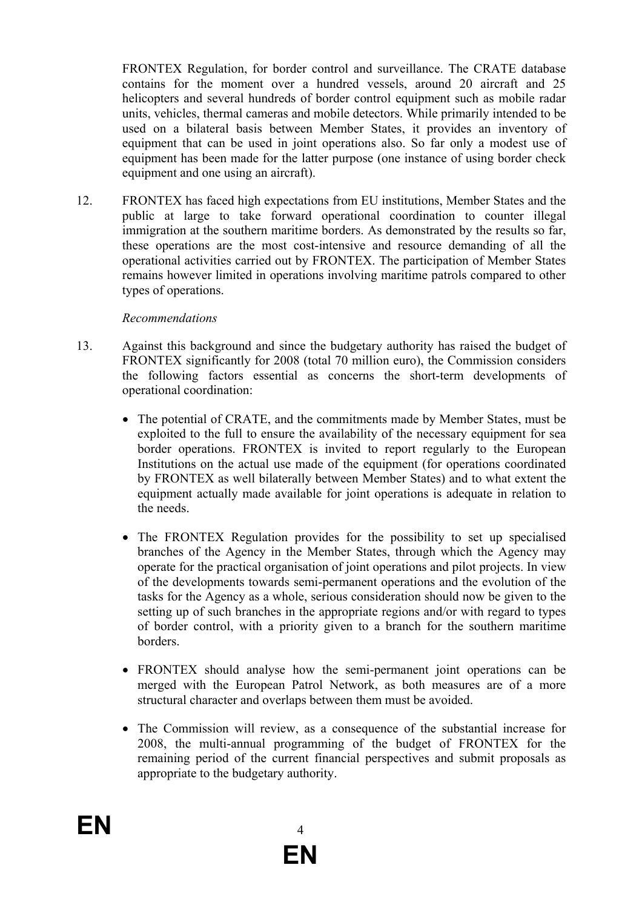FRONTEX Regulation, for border control and surveillance. The CRATE database contains for the moment over a hundred vessels, around 20 aircraft and 25 helicopters and several hundreds of border control equipment such as mobile radar units, vehicles, thermal cameras and mobile detectors. While primarily intended to be used on a bilateral basis between Member States, it provides an inventory of equipment that can be used in joint operations also. So far only a modest use of equipment has been made for the latter purpose (one instance of using border check equipment and one using an aircraft).

12. FRONTEX has faced high expectations from EU institutions, Member States and the public at large to take forward operational coordination to counter illegal immigration at the southern maritime borders. As demonstrated by the results so far, these operations are the most cost-intensive and resource demanding of all the operational activities carried out by FRONTEX. The participation of Member States remains however limited in operations involving maritime patrols compared to other types of operations.

*Recommendations*

13. Against this background and since the budgetary authority has raised the budget of FRONTEX significantly for 2008 (total 70 million euro), the Commission considers the following factors essential as concerns the short-term developments of operational coordination:

- The potential of CRATE, and the commitments made by Member States, must be exploited to the full to ensure the availability of the necessary equipment for sea border operations. FRONTEX is invited to report regularly to the European Institutions on the actual use made of the equipment (for operations coordinated by FRONTEX as well bilaterally between Member States) and to what extent the equipment actually made available for joint operations is adequate in relation to the needs.

- The FRONTEX Regulation provides for the possibility to set up specialised branches of the Agency in the Member States, through which the Agency may operate for the practical organisation of joint operations and pilot projects. In view of the developments towards semi-permanent operations and the evolution of the tasks for the Agency as a whole, serious consideration should now be given to the setting up of such branches in the appropriate regions and/or with regard to types of border control, with a priority given to a branch for the southern maritime borders.

- FRONTEX should analyse how the semi-permanent joint operations can be merged with the European Patrol Network, as both measures are of a more structural character and overlaps between them must be avoided.

- The Commission will review, as a consequence of the substantial increase for 2008, the multi-annual programming of the budget of FRONTEX for the remaining period of the current financial perspectives and submit proposals as appropriate to the budgetary authority.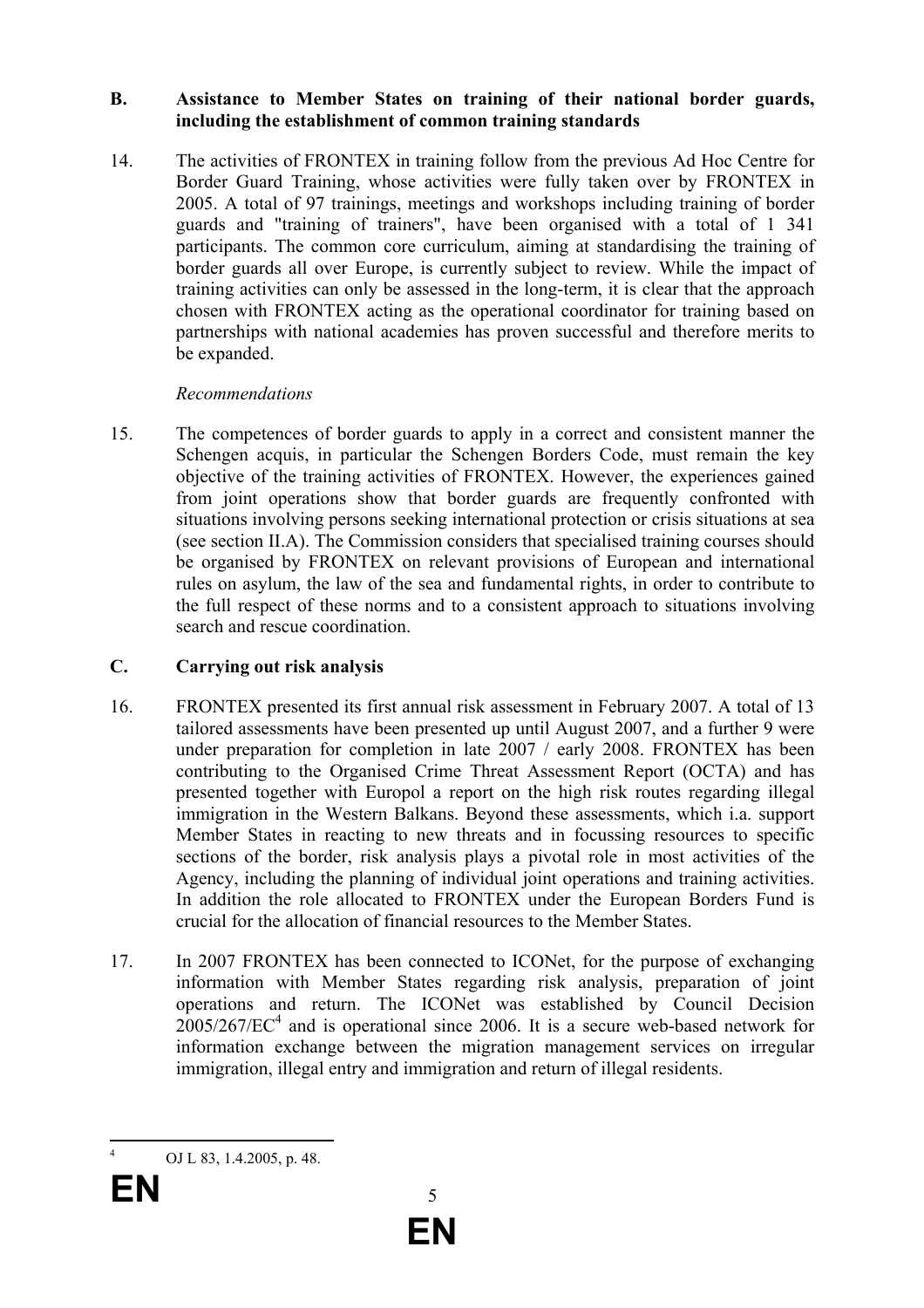## B. Assistance to Member States on training of their national border guards, including the establishment of common training standards

14. The activities of FRONTEX in training follow from the previous Ad Hoc Centre for Border Guard Training, whose activities were fully taken over by FRONTEX in 2005. A total of 97 trainings, meetings and workshops including training of border guards and "training of trainers", have been organised with a total of 1 341 participants. The common core curriculum, aiming at standardising the training of border guards all over Europe, is currently subject to review. While the impact of training activities can only be assessed in the long-term, it is clear that the approach chosen with FRONTEX acting as the operational coordinator for training based on partnerships with national academies has proven successful and therefore merits to be expanded.

*Recommendations*

15. The competences of border guards to apply in a correct and consistent manner the Schengen acquis, in particular the Schengen Borders Code, must remain the key objective of the training activities of FRONTEX. However, the experiences gained from joint operations show that border guards are frequently confronted with situations involving persons seeking international protection or crisis situations at sea (see section II.A). The Commission considers that specialised training courses should be organised by FRONTEX on relevant provisions of European and international rules on asylum, the law of the sea and fundamental rights, in order to contribute to the full respect of these norms and to a consistent approach to situations involving search and rescue coordination.

## C. Carrying out risk analysis

16. FRONTEX presented its first annual risk assessment in February 2007. A total of 13 tailored assessments have been presented up until August 2007, and a further 9 were under preparation for completion in late 2007 / early 2008. FRONTEX has been contributing to the Organised Crime Threat Assessment Report (OCTA) and has presented together with Europol a report on the high risk routes regarding illegal immigration in the Western Balkans. Beyond these assessments, which i.a. support Member States in reacting to new threats and in focussing resources to specific sections of the border, risk analysis plays a pivotal role in most activities of the Agency, including the planning of individual joint operations and training activities. In addition the role allocated to FRONTEX under the European Borders Fund is crucial for the allocation of financial resources to the Member States.

17. In 2007 FRONTEX has been connected to ICONet, for the purpose of exchanging information with Member States regarding risk analysis, preparation of joint operations and return. The ICONet was established by Council Decision 2005/267/EC[4] and is operational since 2006. It is a secure web-based network for information exchange between the migration management services on irregular immigration, illegal entry and immigration and return of illegal residents.

[4] OJ L 83, 1.4.2005, p. 48.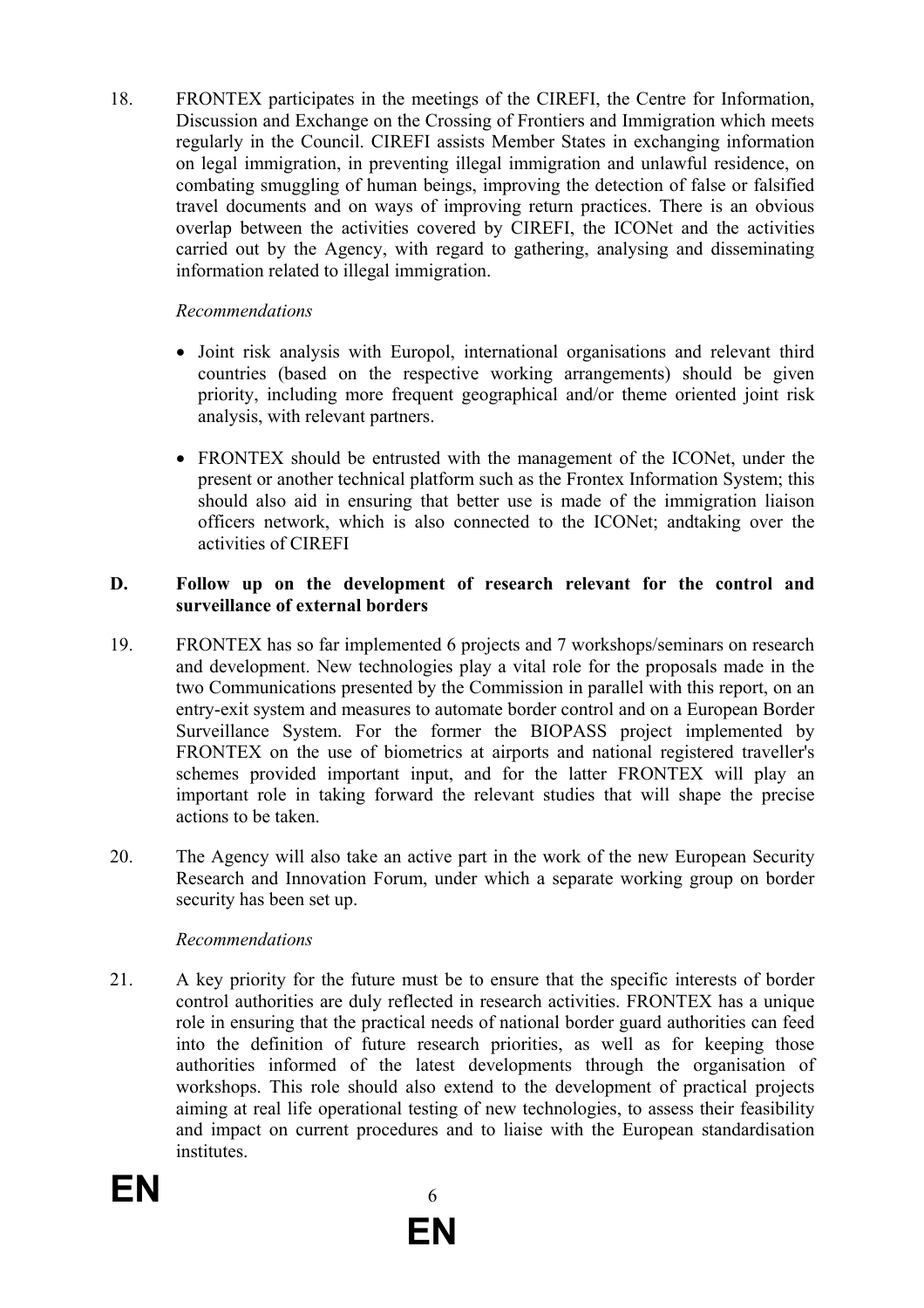18. FRONTEX participates in the meetings of the CIREFI, the Centre for Information, Discussion and Exchange on the Crossing of Frontiers and Immigration which meets regularly in the Council. CIREFI assists Member States in exchanging information on legal immigration, in preventing illegal immigration and unlawful residence, on combating smuggling of human beings, improving the detection of false or falsified travel documents and on ways of improving return practices. There is an obvious overlap between the activities covered by CIREFI, the ICONet and the activities carried out by the Agency, with regard to gathering, analysing and disseminating information related to illegal immigration.

*Recommendations*

- Joint risk analysis with Europol, international organisations and relevant third countries (based on the respective working arrangements) should be given priority, including more frequent geographical and/or theme oriented joint risk analysis, with relevant partners.
- FRONTEX should be entrusted with the management of the ICONet, under the present or another technical platform such as the Frontex Information System; this should also aid in ensuring that better use is made of the immigration liaison officers network, which is also connected to the ICONet; andtaking over the activities of CIREFI

**D. Follow up on the development of research relevant for the control and surveillance of external borders**

19. FRONTEX has so far implemented 6 projects and 7 workshops/seminars on research and development. New technologies play a vital role for the proposals made in the two Communications presented by the Commission in parallel with this report, on an entry-exit system and measures to automate border control and on a European Border Surveillance System. For the former the BIOPASS project implemented by FRONTEX on the use of biometrics at airports and national registered traveller's schemes provided important input, and for the latter FRONTEX will play an important role in taking forward the relevant studies that will shape the precise actions to be taken.

20. The Agency will also take an active part in the work of the new European Security Research and Innovation Forum, under which a separate working group on border security has been set up.

*Recommendations*

21. A key priority for the future must be to ensure that the specific interests of border control authorities are duly reflected in research activities. FRONTEX has a unique role in ensuring that the practical needs of national border guard authorities can feed into the definition of future research priorities, as well as for keeping those authorities informed of the latest developments through the organisation of workshops. This role should also extend to the development of practical projects aiming at real life operational testing of new technologies, to assess their feasibility and impact on current procedures and to liaise with the European standardisation institutes.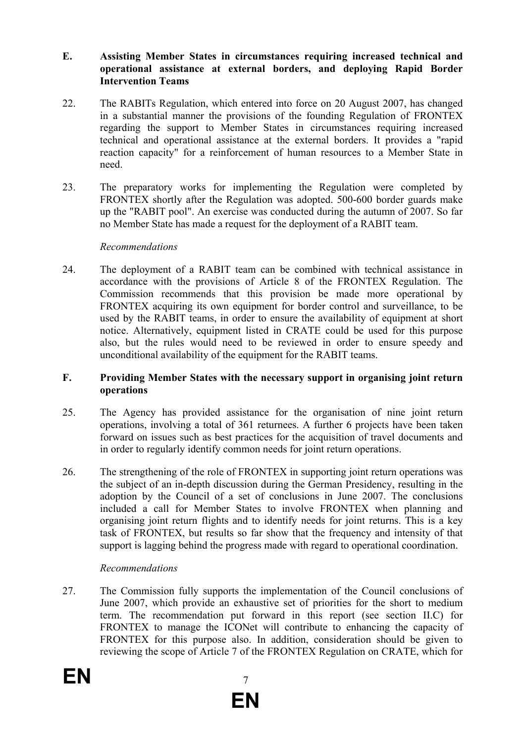## E. Assisting Member States in circumstances requiring increased technical and operational assistance at external borders, and deploying Rapid Border Intervention Teams

22. The RABITs Regulation, which entered into force on 20 August 2007, has changed in a substantial manner the provisions of the founding Regulation of FRONTEX regarding the support to Member States in circumstances requiring increased technical and operational assistance at the external borders. It provides a "rapid reaction capacity" for a reinforcement of human resources to a Member State in need.

23. The preparatory works for implementing the Regulation were completed by FRONTEX shortly after the Regulation was adopted. 500-600 border guards make up the "RABIT pool". An exercise was conducted during the autumn of 2007. So far no Member State has made a request for the deployment of a RABIT team.

*Recommendations*

24. The deployment of a RABIT team can be combined with technical assistance in accordance with the provisions of Article 8 of the FRONTEX Regulation. The Commission recommends that this provision be made more operational by FRONTEX acquiring its own equipment for border control and surveillance, to be used by the RABIT teams, in order to ensure the availability of equipment at short notice. Alternatively, equipment listed in CRATE could be used for this purpose also, but the rules would need to be reviewed in order to ensure speedy and unconditional availability of the equipment for the RABIT teams.

## F. Providing Member States with the necessary support in organising joint return operations

25. The Agency has provided assistance for the organisation of nine joint return operations, involving a total of 361 returnees. A further 6 projects have been taken forward on issues such as best practices for the acquisition of travel documents and in order to regularly identify common needs for joint return operations.

26. The strengthening of the role of FRONTEX in supporting joint return operations was the subject of an in-depth discussion during the German Presidency, resulting in the adoption by the Council of a set of conclusions in June 2007. The conclusions included a call for Member States to involve FRONTEX when planning and organising joint return flights and to identify needs for joint returns. This is a key task of FRONTEX, but results so far show that the frequency and intensity of that support is lagging behind the progress made with regard to operational coordination.

*Recommendations*

27. The Commission fully supports the implementation of the Council conclusions of June 2007, which provide an exhaustive set of priorities for the short to medium term. The recommendation put forward in this report (see section II.C) for FRONTEX to manage the ICONet will contribute to enhancing the capacity of FRONTEX for this purpose also. In addition, consideration should be given to reviewing the scope of Article 7 of the FRONTEX Regulation on CRATE, which for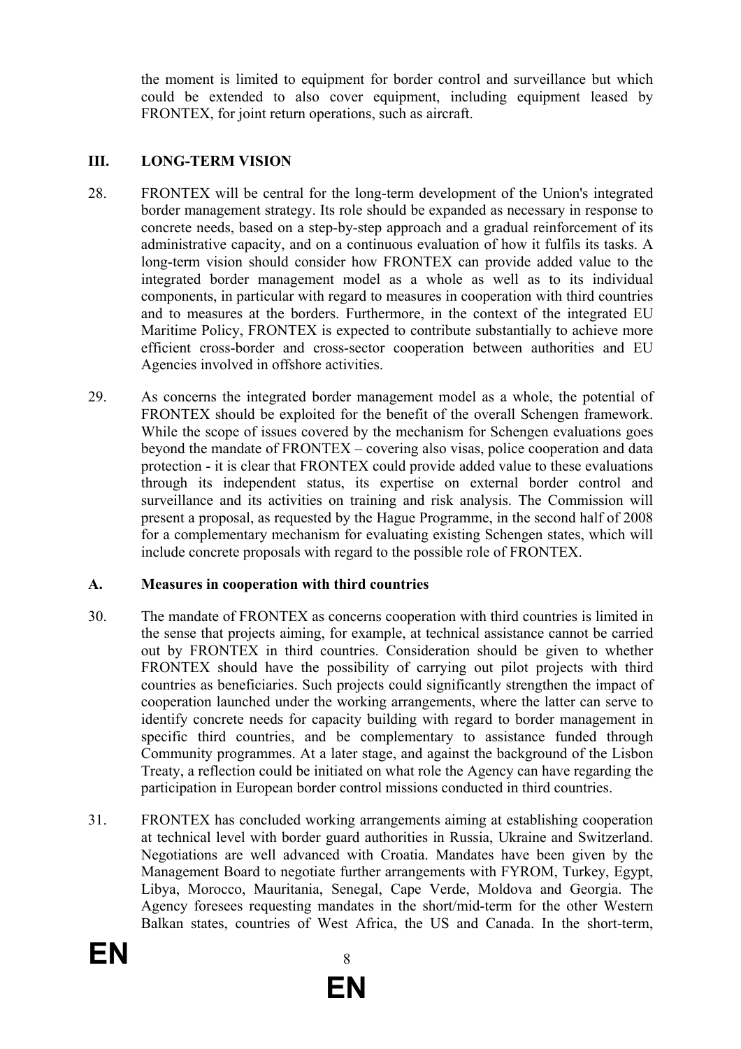the moment is limited to equipment for border control and surveillance but which could be extended to also cover equipment, including equipment leased by FRONTEX, for joint return operations, such as aircraft.

## III. LONG-TERM VISION

28. FRONTEX will be central for the long-term development of the Union's integrated border management strategy. Its role should be expanded as necessary in response to concrete needs, based on a step-by-step approach and a gradual reinforcement of its administrative capacity, and on a continuous evaluation of how it fulfils its tasks. A long-term vision should consider how FRONTEX can provide added value to the integrated border management model as a whole as well as to its individual components, in particular with regard to measures in cooperation with third countries and to measures at the borders. Furthermore, in the context of the integrated EU Maritime Policy, FRONTEX is expected to contribute substantially to achieve more efficient cross-border and cross-sector cooperation between authorities and EU Agencies involved in offshore activities.

29. As concerns the integrated border management model as a whole, the potential of FRONTEX should be exploited for the benefit of the overall Schengen framework. While the scope of issues covered by the mechanism for Schengen evaluations goes beyond the mandate of FRONTEX – covering also visas, police cooperation and data protection - it is clear that FRONTEX could provide added value to these evaluations through its independent status, its expertise on external border control and surveillance and its activities on training and risk analysis. The Commission will present a proposal, as requested by the Hague Programme, in the second half of 2008 for a complementary mechanism for evaluating existing Schengen states, which will include concrete proposals with regard to the possible role of FRONTEX.

### A. Measures in cooperation with third countries

30. The mandate of FRONTEX as concerns cooperation with third countries is limited in the sense that projects aiming, for example, at technical assistance cannot be carried out by FRONTEX in third countries. Consideration should be given to whether FRONTEX should have the possibility of carrying out pilot projects with third countries as beneficiaries. Such projects could significantly strengthen the impact of cooperation launched under the working arrangements, where the latter can serve to identify concrete needs for capacity building with regard to border management in specific third countries, and be complementary to assistance funded through Community programmes. At a later stage, and against the background of the Lisbon Treaty, a reflection could be initiated on what role the Agency can have regarding the participation in European border control missions conducted in third countries.

31. FRONTEX has concluded working arrangements aiming at establishing cooperation at technical level with border guard authorities in Russia, Ukraine and Switzerland. Negotiations are well advanced with Croatia. Mandates have been given by the Management Board to negotiate further arrangements with FYROM, Turkey, Egypt, Libya, Morocco, Mauritania, Senegal, Cape Verde, Moldova and Georgia. The Agency foresees requesting mandates in the short/mid-term for the other Western Balkan states, countries of West Africa, the US and Canada. In the short-term,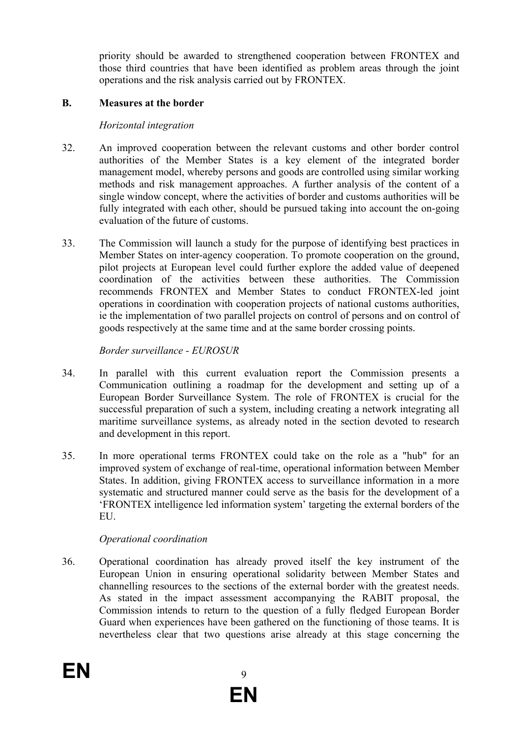priority should be awarded to strengthened cooperation between FRONTEX and those third countries that have been identified as problem areas through the joint operations and the risk analysis carried out by FRONTEX.

## B. Measures at the border

*Horizontal integration*

32. An improved cooperation between the relevant customs and other border control authorities of the Member States is a key element of the integrated border management model, whereby persons and goods are controlled using similar working methods and risk management approaches. A further analysis of the content of a single window concept, where the activities of border and customs authorities will be fully integrated with each other, should be pursued taking into account the on-going evaluation of the future of customs.

33. The Commission will launch a study for the purpose of identifying best practices in Member States on inter-agency cooperation. To promote cooperation on the ground, pilot projects at European level could further explore the added value of deepened coordination of the activities between these authorities. The Commission recommends FRONTEX and Member States to conduct FRONTEX-led joint operations in coordination with cooperation projects of national customs authorities, ie the implementation of two parallel projects on control of persons and on control of goods respectively at the same time and at the same border crossing points.

*Border surveillance - EUROSUR*

34. In parallel with this current evaluation report the Commission presents a Communication outlining a roadmap for the development and setting up of a European Border Surveillance System. The role of FRONTEX is crucial for the successful preparation of such a system, including creating a network integrating all maritime surveillance systems, as already noted in the section devoted to research and development in this report.

35. In more operational terms FRONTEX could take on the role as a "hub" for an improved system of exchange of real-time, operational information between Member States. In addition, giving FRONTEX access to surveillance information in a more systematic and structured manner could serve as the basis for the development of a 'FRONTEX intelligence led information system' targeting the external borders of the EU.

*Operational coordination*

36. Operational coordination has already proved itself the key instrument of the European Union in ensuring operational solidarity between Member States and channelling resources to the sections of the external border with the greatest needs. As stated in the impact assessment accompanying the RABIT proposal, the Commission intends to return to the question of a fully fledged European Border Guard when experiences have been gathered on the functioning of those teams. It is nevertheless clear that two questions arise already at this stage concerning the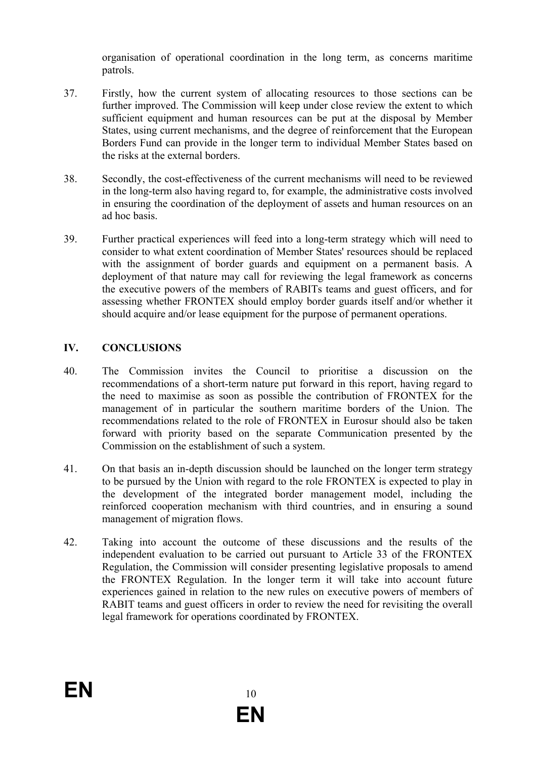organisation of operational coordination in the long term, as concerns maritime patrols.

37. Firstly, how the current system of allocating resources to those sections can be further improved. The Commission will keep under close review the extent to which sufficient equipment and human resources can be put at the disposal by Member States, using current mechanisms, and the degree of reinforcement that the European Borders Fund can provide in the longer term to individual Member States based on the risks at the external borders.

38. Secondly, the cost-effectiveness of the current mechanisms will need to be reviewed in the long-term also having regard to, for example, the administrative costs involved in ensuring the coordination of the deployment of assets and human resources on an ad hoc basis.

39. Further practical experiences will feed into a long-term strategy which will need to consider to what extent coordination of Member States' resources should be replaced with the assignment of border guards and equipment on a permanent basis. A deployment of that nature may call for reviewing the legal framework as concerns the executive powers of the members of RABITs teams and guest officers, and for assessing whether FRONTEX should employ border guards itself and/or whether it should acquire and/or lease equipment for the purpose of permanent operations.

## IV. CONCLUSIONS

40. The Commission invites the Council to prioritise a discussion on the recommendations of a short-term nature put forward in this report, having regard to the need to maximise as soon as possible the contribution of FRONTEX for the management of in particular the southern maritime borders of the Union. The recommendations related to the role of FRONTEX in Eurosur should also be taken forward with priority based on the separate Communication presented by the Commission on the establishment of such a system.

41. On that basis an in-depth discussion should be launched on the longer term strategy to be pursued by the Union with regard to the role FRONTEX is expected to play in the development of the integrated border management model, including the reinforced cooperation mechanism with third countries, and in ensuring a sound management of migration flows.

42. Taking into account the outcome of these discussions and the results of the independent evaluation to be carried out pursuant to Article 33 of the FRONTEX Regulation, the Commission will consider presenting legislative proposals to amend the FRONTEX Regulation. In the longer term it will take into account future experiences gained in relation to the new rules on executive powers of members of RABIT teams and guest officers in order to review the need for revisiting the overall legal framework for operations coordinated by FRONTEX.